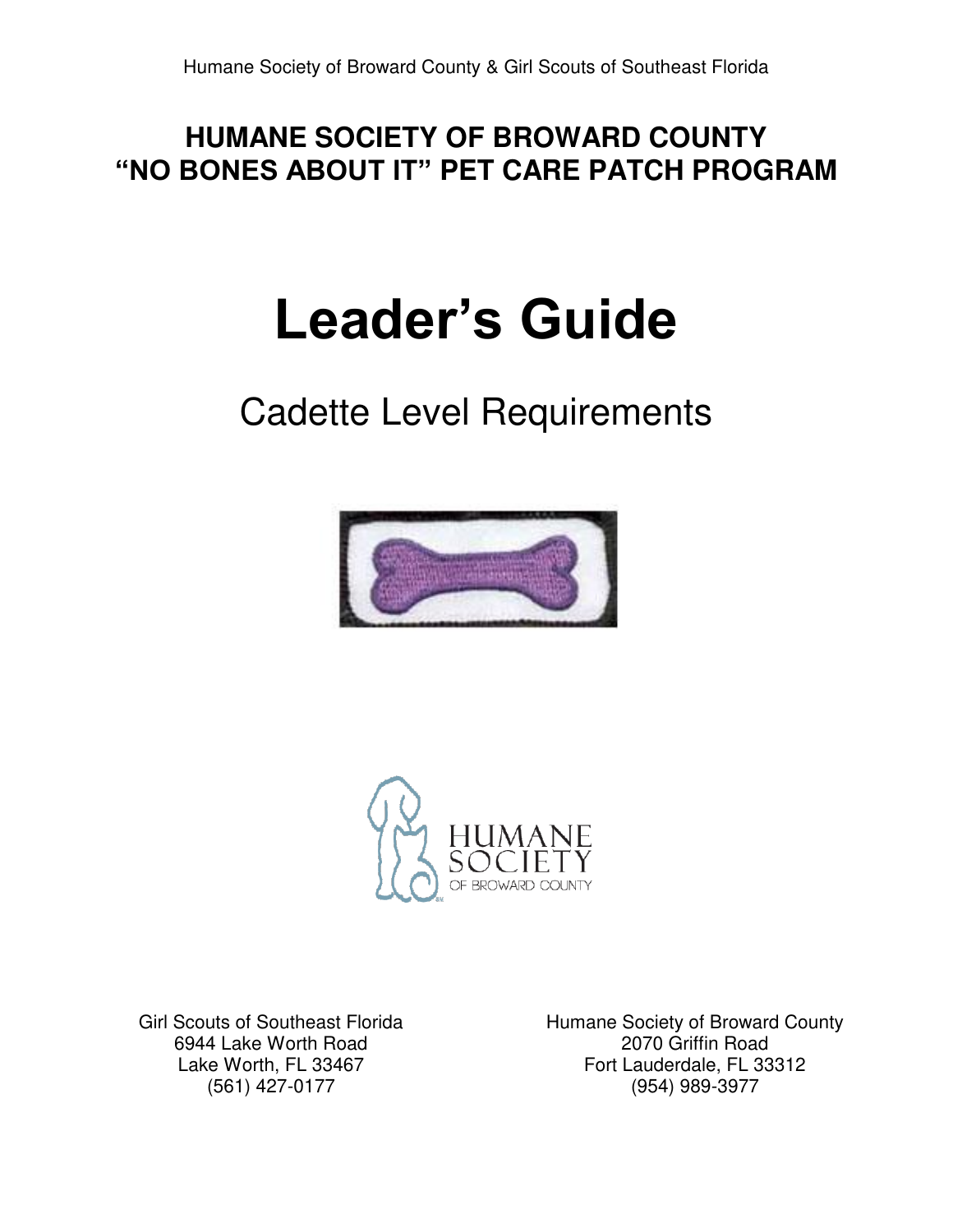# HUMANE SOCIETY OF BROWARD COUNTY
# "NO BONES ABOUT IT" PET CARE PATCH PROGRAM

# Leader's Guide

## Cadette Level Requirements

HUMANE SOCIETY OF BROWARD COUNTY

Girl Scouts of Southeast Florida
6944 Lake Worth Road
Lake Worth, FL 33467
(561) 427-0177

Humane Society of Broward County
2070 Griffin Road
Fort Lauderdale, FL 33312
(954) 989-3977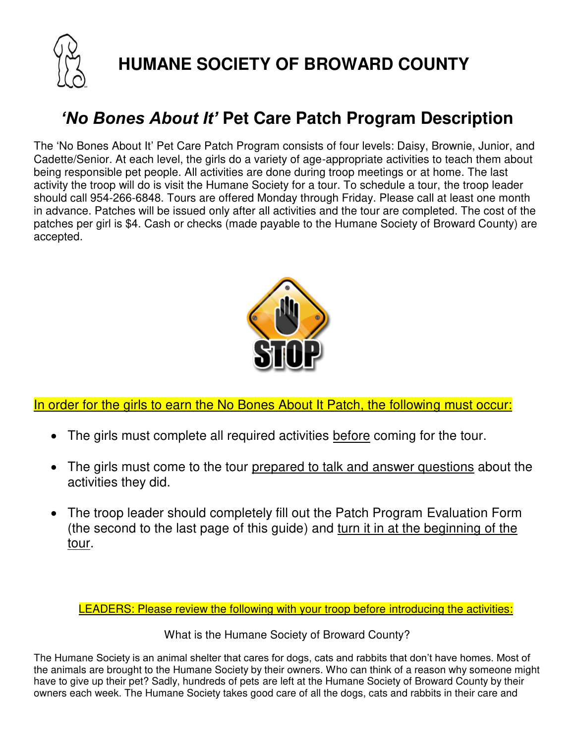# HUMANE SOCIETY OF BROWARD COUNTY

## *'No Bones About It'* Pet Care Patch Program Description

The 'No Bones About It' Pet Care Patch Program consists of four levels: Daisy, Brownie, Junior, and Cadette/Senior. At each level, the girls do a variety of age-appropriate activities to teach them about being responsible pet people. All activities are done during troop meetings or at home. The last activity the troop will do is visit the Humane Society for a tour. To schedule a tour, the troop leader should call 954-266-6848. Tours are offered Monday through Friday. Please call at least one month in advance. Patches will be issued only after all activities and the tour are completed. The cost of the patches per girl is $4. Cash or checks (made payable to the Humane Society of Broward County) are accepted.

STOP

In order for the girls to earn the No Bones About It Patch, the following must occur:

- The girls must complete all required activities before coming for the tour.
- The girls must come to the tour prepared to talk and answer questions about the activities they did.
- The troop leader should completely fill out the Patch Program Evaluation Form (the second to the last page of this guide) and turn it in at the beginning of the tour.

LEADERS: Please review the following with your troop before introducing the activities:

What is the Humane Society of Broward County?

The Humane Society is an animal shelter that cares for dogs, cats and rabbits that don't have homes. Most of the animals are brought to the Humane Society by their owners. Who can think of a reason why someone might have to give up their pet? Sadly, hundreds of pets are left at the Humane Society of Broward County by their owners each week. The Humane Society takes good care of all the dogs, cats and rabbits in their care and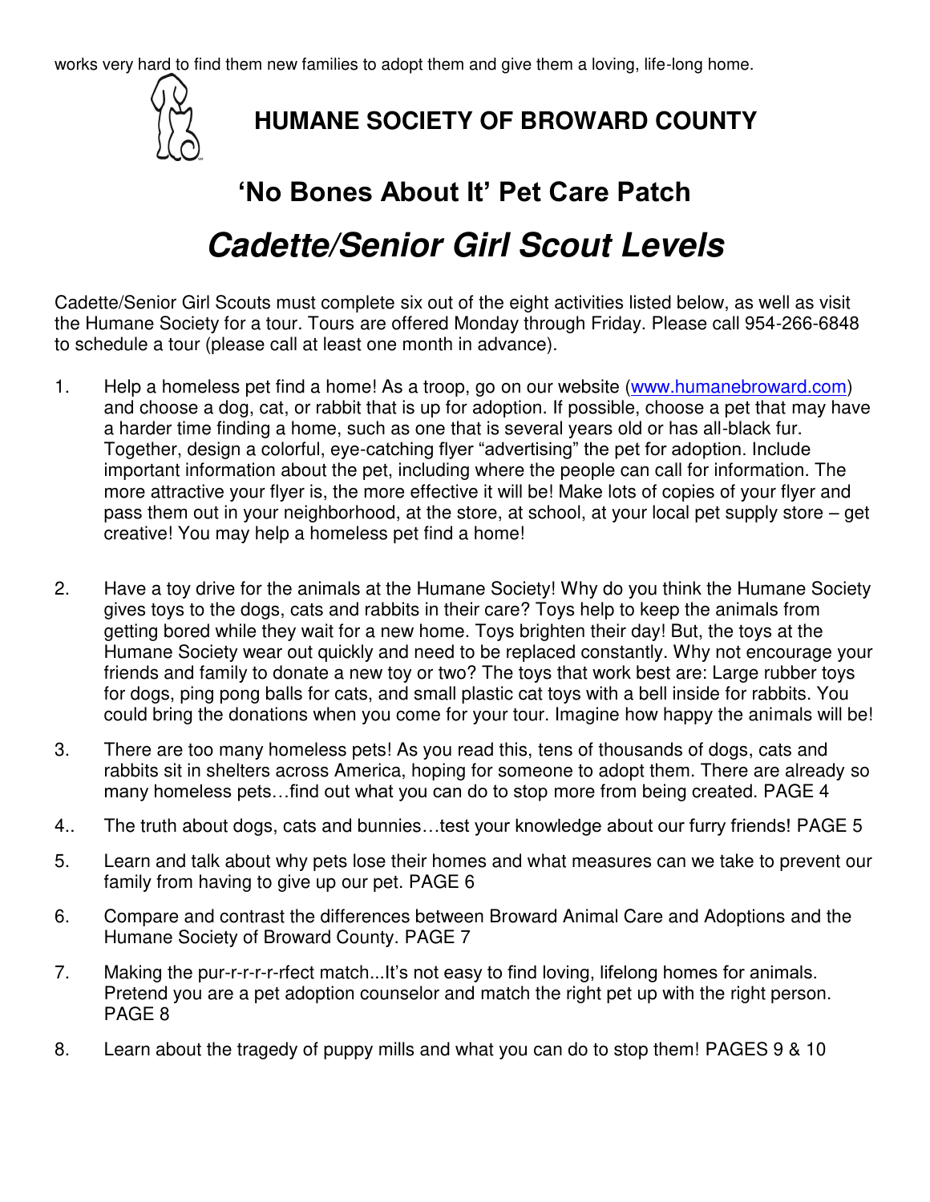works very hard to find them new families to adopt them and give them a loving, life-long home.

## HUMANE SOCIETY OF BROWARD COUNTY

## 'No Bones About It' Pet Care Patch

# *Cadette/Senior Girl Scout Levels*

Cadette/Senior Girl Scouts must complete six out of the eight activities listed below, as well as visit the Humane Society for a tour. Tours are offered Monday through Friday. Please call 954-266-6848 to schedule a tour (please call at least one month in advance).

1. Help a homeless pet find a home! As a troop, go on our website (www.humanebroward.com) and choose a dog, cat, or rabbit that is up for adoption. If possible, choose a pet that may have a harder time finding a home, such as one that is several years old or has all-black fur. Together, design a colorful, eye-catching flyer "advertising" the pet for adoption. Include important information about the pet, including where the people can call for information. The more attractive your flyer is, the more effective it will be! Make lots of copies of your flyer and pass them out in your neighborhood, at the store, at school, at your local pet supply store – get creative! You may help a homeless pet find a home!

2. Have a toy drive for the animals at the Humane Society! Why do you think the Humane Society gives toys to the dogs, cats and rabbits in their care? Toys help to keep the animals from getting bored while they wait for a new home. Toys brighten their day! But, the toys at the Humane Society wear out quickly and need to be replaced constantly. Why not encourage your friends and family to donate a new toy or two? The toys that work best are: Large rubber toys for dogs, ping pong balls for cats, and small plastic cat toys with a bell inside for rabbits. You could bring the donations when you come for your tour. Imagine how happy the animals will be!

3. There are too many homeless pets! As you read this, tens of thousands of dogs, cats and rabbits sit in shelters across America, hoping for someone to adopt them. There are already so many homeless pets…find out what you can do to stop more from being created. PAGE 4

4.. The truth about dogs, cats and bunnies…test your knowledge about our furry friends! PAGE 5

5. Learn and talk about why pets lose their homes and what measures can we take to prevent our family from having to give up our pet. PAGE 6

6. Compare and contrast the differences between Broward Animal Care and Adoptions and the Humane Society of Broward County. PAGE 7

7. Making the pur-r-r-r-rfect match...It's not easy to find loving, lifelong homes for animals. Pretend you are a pet adoption counselor and match the right pet up with the right person. PAGE 8

8. Learn about the tragedy of puppy mills and what you can do to stop them! PAGES 9 & 10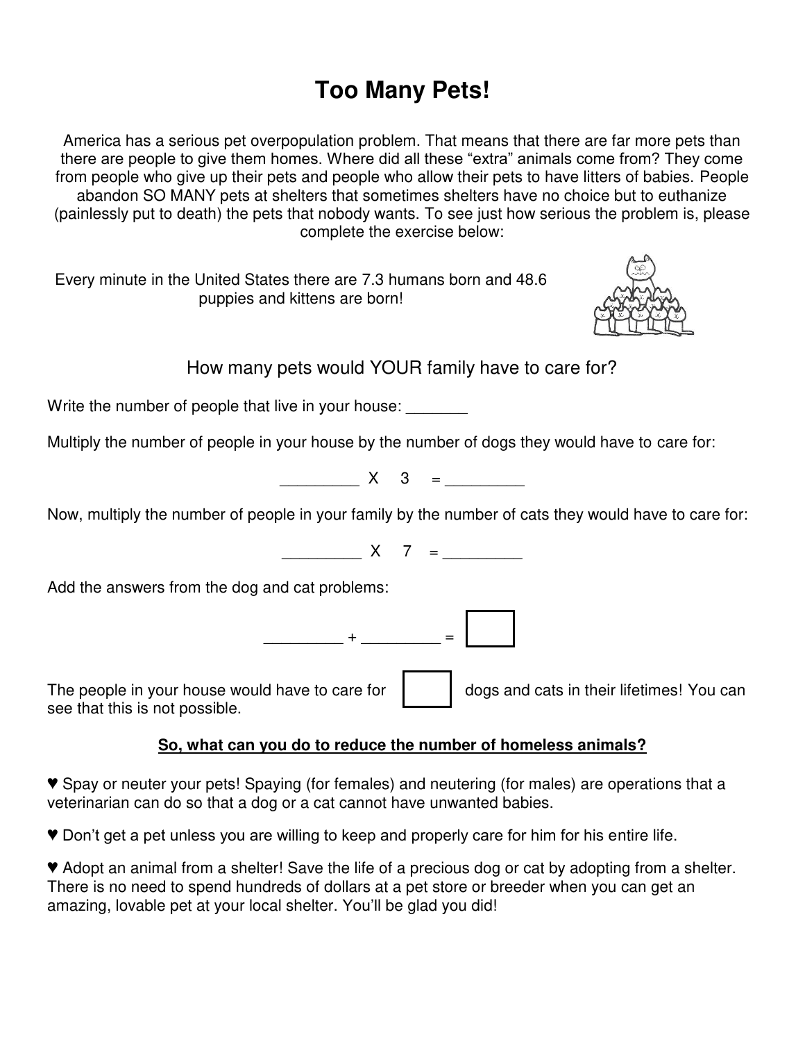# Too Many Pets!

America has a serious pet overpopulation problem. That means that there are far more pets than there are people to give them homes. Where did all these "extra" animals come from? They come from people who give up their pets and people who allow their pets to have litters of babies. People abandon SO MANY pets at shelters that sometimes shelters have no choice but to euthanize (painlessly put to death) the pets that nobody wants. To see just how serious the problem is, please complete the exercise below:

Every minute in the United States there are 7.3 humans born and 48.6 puppies and kittens are born!

## How many pets would YOUR family have to care for?

Write the number of people that live in your house: _______

Multiply the number of people in your house by the number of dogs they would have to care for:

_________ X 3 = _________

Now, multiply the number of people in your family by the number of cats they would have to care for:

_________ X 7 = _________

Add the answers from the dog and cat problems:

_________ + _________ = [ ]

The people in your house would have to care for [ ] dogs and cats in their lifetimes! You can see that this is not possible.

**So, what can you do to reduce the number of homeless animals?**

♥ Spay or neuter your pets! Spaying (for females) and neutering (for males) are operations that a veterinarian can do so that a dog or a cat cannot have unwanted babies.

♥ Don't get a pet unless you are willing to keep and properly care for him for his entire life.

♥ Adopt an animal from a shelter! Save the life of a precious dog or cat by adopting from a shelter. There is no need to spend hundreds of dollars at a pet store or breeder when you can get an amazing, lovable pet at your local shelter. You'll be glad you did!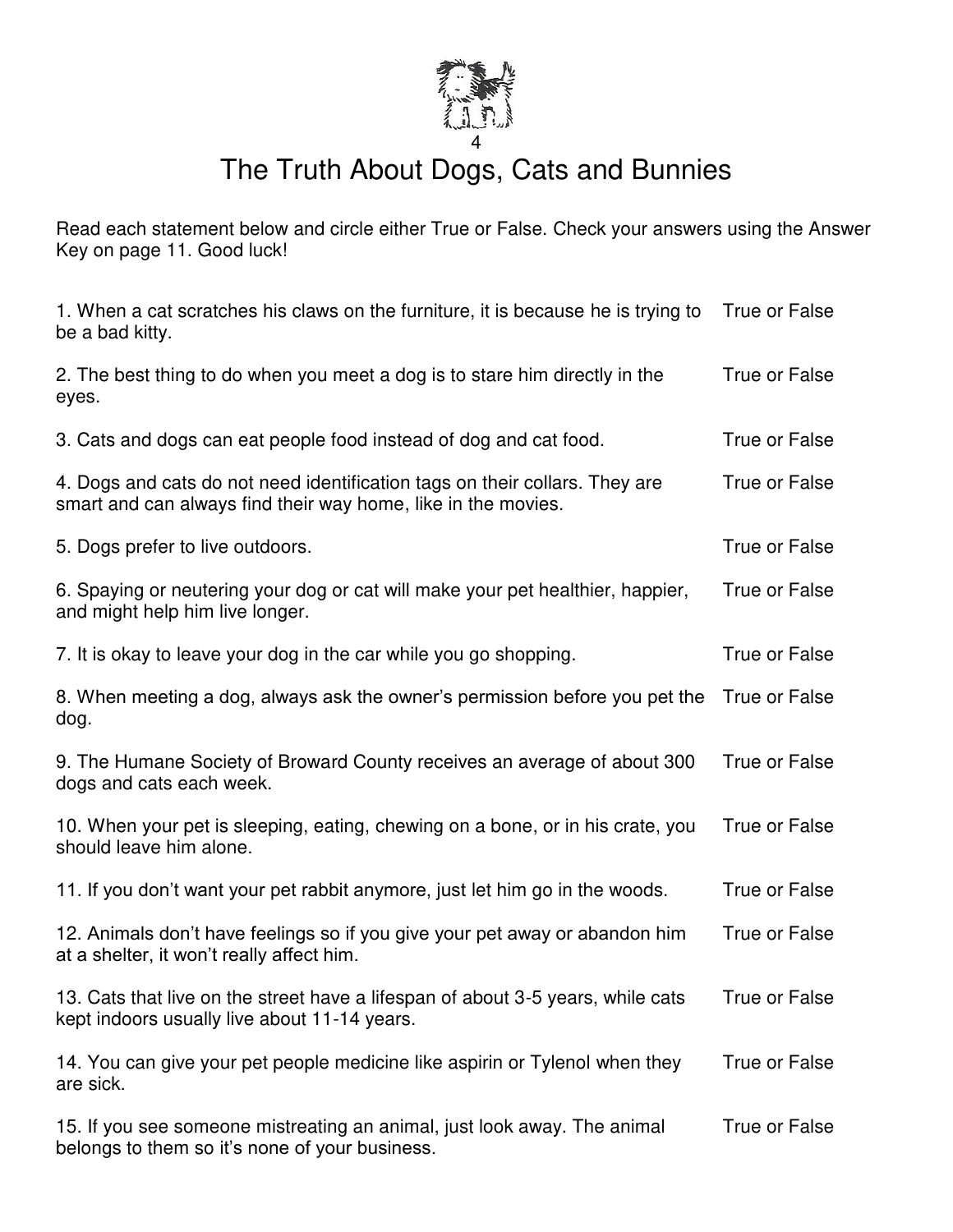# The Truth About Dogs, Cats and Bunnies

Read each statement below and circle either True or False. Check your answers using the Answer Key on page 11. Good luck!

1. When a cat scratches his claws on the furniture, it is because he is trying to be a bad kitty. True or False

2. The best thing to do when you meet a dog is to stare him directly in the eyes. True or False

3. Cats and dogs can eat people food instead of dog and cat food. True or False

4. Dogs and cats do not need identification tags on their collars. They are smart and can always find their way home, like in the movies. True or False

5. Dogs prefer to live outdoors. True or False

6. Spaying or neutering your dog or cat will make your pet healthier, happier, and might help him live longer. True or False

7. It is okay to leave your dog in the car while you go shopping. True or False

8. When meeting a dog, always ask the owner's permission before you pet the dog. True or False

9. The Humane Society of Broward County receives an average of about 300 dogs and cats each week. True or False

10. When your pet is sleeping, eating, chewing on a bone, or in his crate, you should leave him alone. True or False

11. If you don't want your pet rabbit anymore, just let him go in the woods. True or False

12. Animals don't have feelings so if you give your pet away or abandon him at a shelter, it won't really affect him. True or False

13. Cats that live on the street have a lifespan of about 3-5 years, while cats kept indoors usually live about 11-14 years. True or False

14. You can give your pet people medicine like aspirin or Tylenol when they are sick. True or False

15. If you see someone mistreating an animal, just look away. The animal belongs to them so it's none of your business. True or False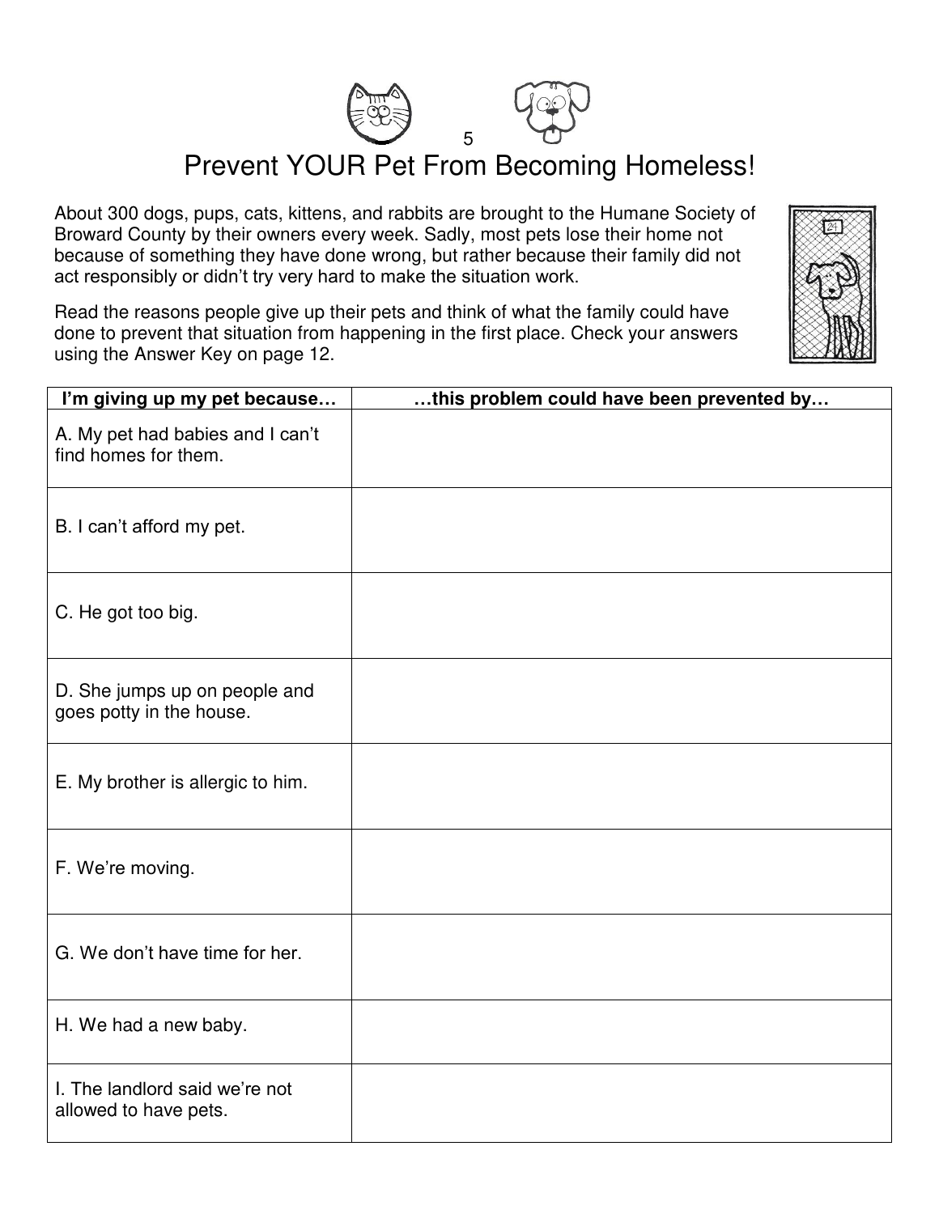# Prevent YOUR Pet From Becoming Homeless!

About 300 dogs, pups, cats, kittens, and rabbits are brought to the Humane Society of Broward County by their owners every week. Sadly, most pets lose their home not because of something they have done wrong, but rather because their family did not act responsibly or didn't try very hard to make the situation work.

Read the reasons people give up their pets and think of what the family could have done to prevent that situation from happening in the first place. Check your answers using the Answer Key on page 12.

| I'm giving up my pet because… | …this problem could have been prevented by… |
|---|---|
| A. My pet had babies and I can't find homes for them. | |
| B. I can't afford my pet. | |
| C. He got too big. | |
| D. She jumps up on people and goes potty in the house. | |
| E. My brother is allergic to him. | |
| F. We're moving. | |
| G. We don't have time for her. | |
| H. We had a new baby. | |
| I. The landlord said we're not allowed to have pets. | |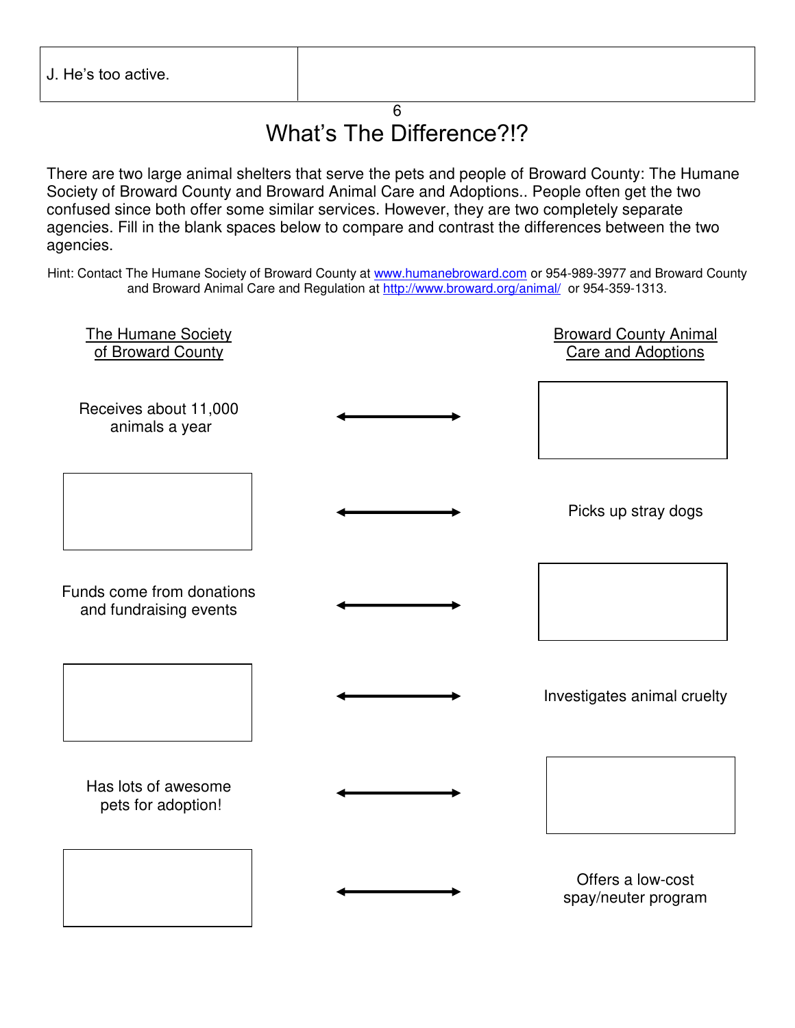| J. He's too active. | |
| --- | --- |

# What's The Difference?!?

There are two large animal shelters that serve the pets and people of Broward County: The Humane Society of Broward County and Broward Animal Care and Adoptions.. People often get the two confused since both offer some similar services. However, they are two completely separate agencies. Fill in the blank spaces below to compare and contrast the differences between the two agencies.

Hint: Contact The Humane Society of Broward County at [www.humanebroward.com](http://www.humanebroward.com) or 954-989-3977 and Broward County and Broward Animal Care and Regulation at [http://www.broward.org/animal/](http://www.broward.org/animal/) or 954-359-1313.

| The Humane Society of Broward County | | Broward County Animal Care and Adoptions |
| --- | --- | --- |
| Receives about 11,000 animals a year | ⟷ | |
| | ⟷ | Picks up stray dogs |
| Funds come from donations and fundraising events | ⟷ | |
| | ⟷ | Investigates animal cruelty |
| Has lots of awesome pets for adoption! | ⟷ | |
| | ⟷ | Offers a low-cost spay/neuter program |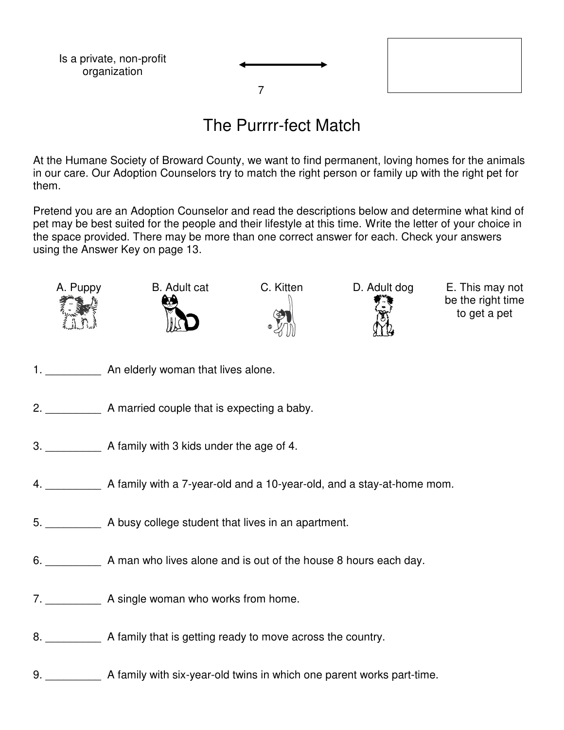Is a private, non-profit organization

# The Purrrr-fect Match

At the Humane Society of Broward County, we want to find permanent, loving homes for the animals in our care. Our Adoption Counselors try to match the right person or family up with the right pet for them.

Pretend you are an Adoption Counselor and read the descriptions below and determine what kind of pet may be best suited for the people and their lifestyle at this time. Write the letter of your choice in the space provided. There may be more than one correct answer for each. Check your answers using the Answer Key on page 13.

A. Puppy

B. Adult cat

C. Kitten

D. Adult dog

E. This may not be the right time to get a pet

1. _________ An elderly woman that lives alone.

2. _________ A married couple that is expecting a baby.

3. _________ A family with 3 kids under the age of 4.

4. _________ A family with a 7-year-old and a 10-year-old, and a stay-at-home mom.

5. _________ A busy college student that lives in an apartment.

6. _________ A man who lives alone and is out of the house 8 hours each day.

7. _________ A single woman who works from home.

8. _________ A family that is getting ready to move across the country.

9. _________ A family with six-year-old twins in which one parent works part-time.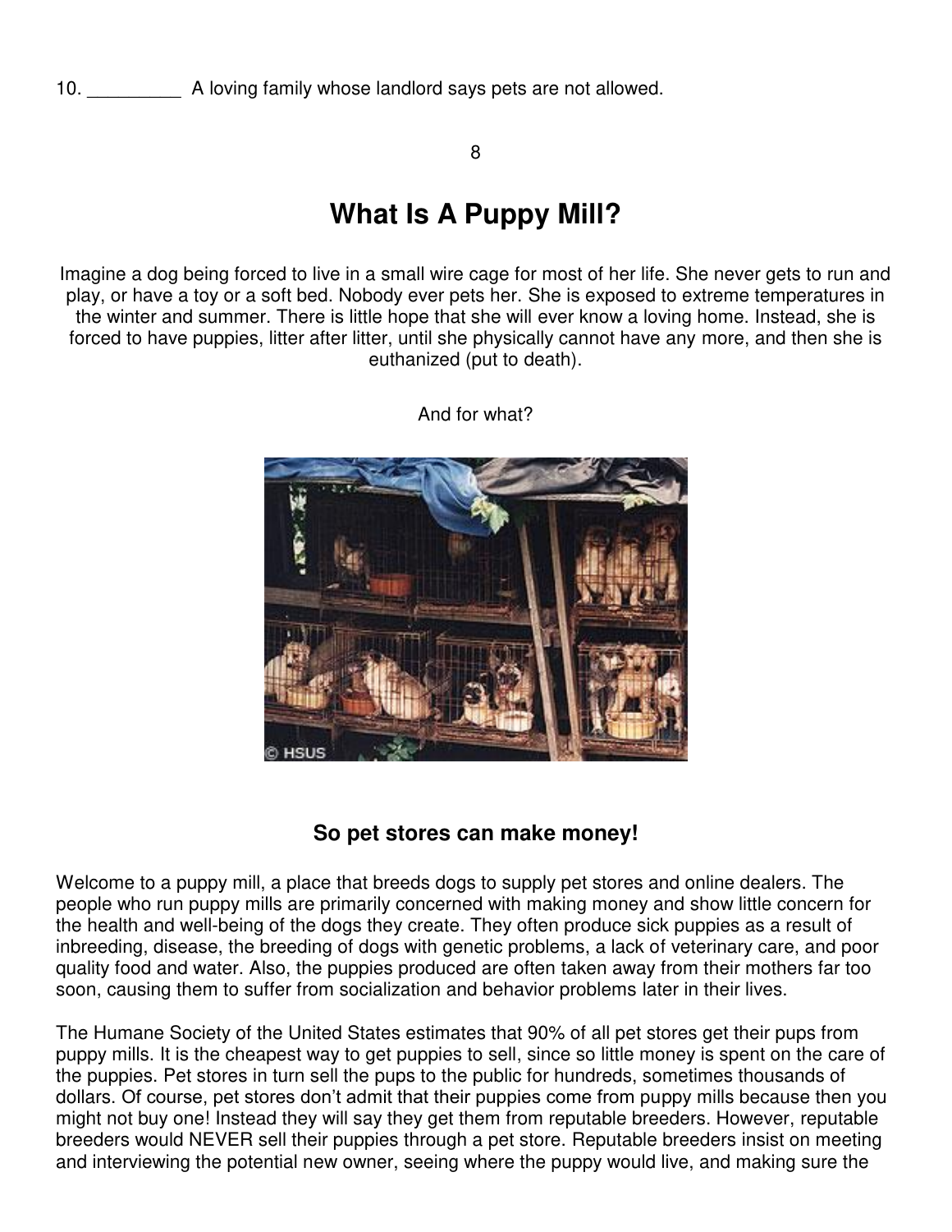10. _________ A loving family whose landlord says pets are not allowed.

# What Is A Puppy Mill?

Imagine a dog being forced to live in a small wire cage for most of her life. She never gets to run and play, or have a toy or a soft bed. Nobody ever pets her. She is exposed to extreme temperatures in the winter and summer. There is little hope that she will ever know a loving home. Instead, she is forced to have puppies, litter after litter, until she physically cannot have any more, and then she is euthanized (put to death).

And for what?

### So pet stores can make money!

Welcome to a puppy mill, a place that breeds dogs to supply pet stores and online dealers. The people who run puppy mills are primarily concerned with making money and show little concern for the health and well-being of the dogs they create. They often produce sick puppies as a result of inbreeding, disease, the breeding of dogs with genetic problems, a lack of veterinary care, and poor quality food and water. Also, the puppies produced are often taken away from their mothers far too soon, causing them to suffer from socialization and behavior problems later in their lives.

The Humane Society of the United States estimates that 90% of all pet stores get their pups from puppy mills. It is the cheapest way to get puppies to sell, since so little money is spent on the care of the puppies. Pet stores in turn sell the pups to the public for hundreds, sometimes thousands of dollars. Of course, pet stores don't admit that their puppies come from puppy mills because then you might not buy one! Instead they will say they get them from reputable breeders. However, reputable breeders would NEVER sell their puppies through a pet store. Reputable breeders insist on meeting and interviewing the potential new owner, seeing where the puppy would live, and making sure the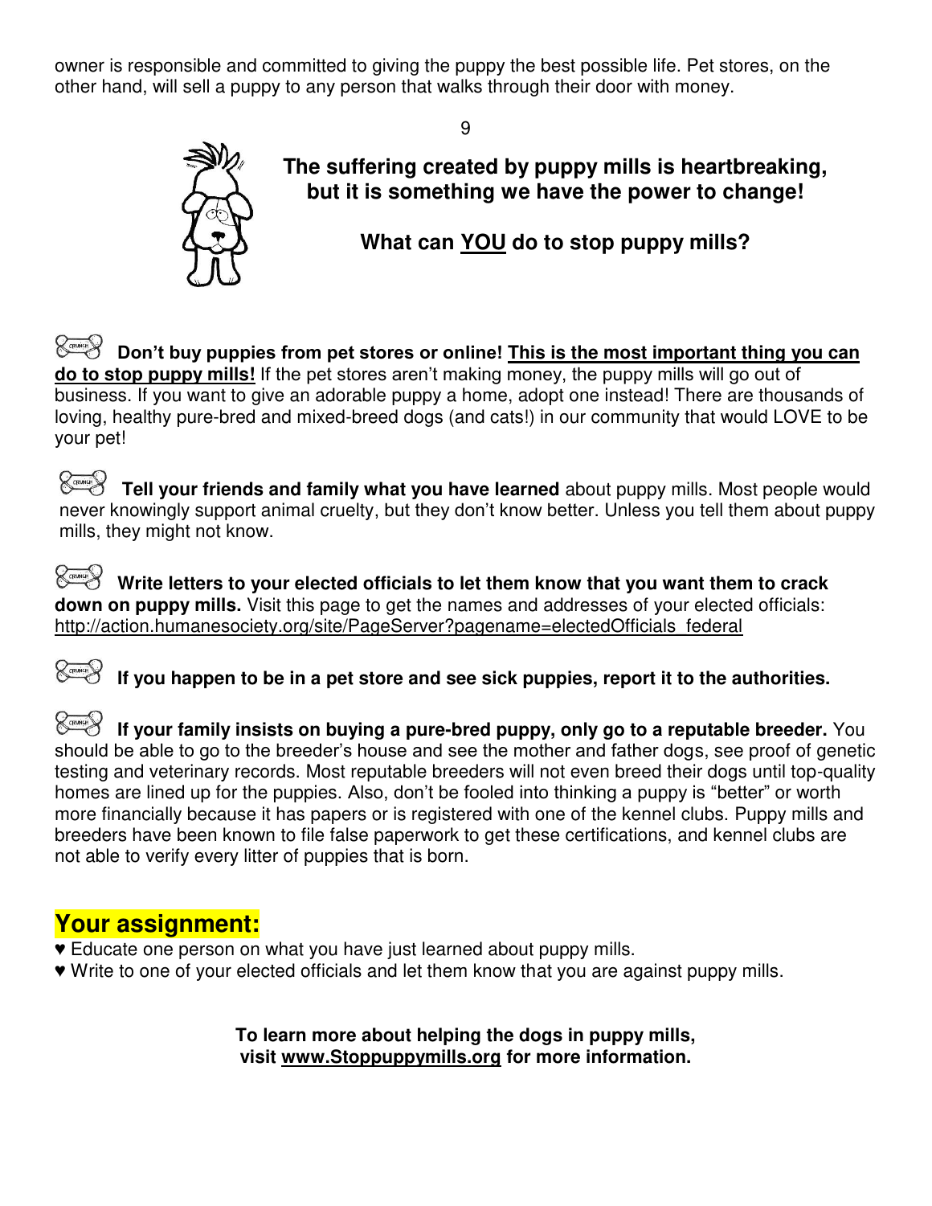owner is responsible and committed to giving the puppy the best possible life. Pet stores, on the other hand, will sell a puppy to any person that walks through their door with money.

**The suffering created by puppy mills is heartbreaking, but it is something we have the power to change!**

**What can YOU do to stop puppy mills?**

**Don't buy puppies from pet stores or online! This is the most important thing you can do to stop puppy mills!** If the pet stores aren't making money, the puppy mills will go out of business. If you want to give an adorable puppy a home, adopt one instead! There are thousands of loving, healthy pure-bred and mixed-breed dogs (and cats!) in our community that would LOVE to be your pet!

**Tell your friends and family what you have learned** about puppy mills. Most people would never knowingly support animal cruelty, but they don't know better. Unless you tell them about puppy mills, they might not know.

**Write letters to your elected officials to let them know that you want them to crack down on puppy mills.** Visit this page to get the names and addresses of your elected officials: http://action.humanesociety.org/site/PageServer?pagename=electedOfficials_federal

**If you happen to be in a pet store and see sick puppies, report it to the authorities.**

**If your family insists on buying a pure-bred puppy, only go to a reputable breeder.** You should be able to go to the breeder's house and see the mother and father dogs, see proof of genetic testing and veterinary records. Most reputable breeders will not even breed their dogs until top-quality homes are lined up for the puppies. Also, don't be fooled into thinking a puppy is "better" or worth more financially because it has papers or is registered with one of the kennel clubs. Puppy mills and breeders have been known to file false paperwork to get these certifications, and kennel clubs are not able to verify every litter of puppies that is born.

## Your assignment:

♥ Educate one person on what you have just learned about puppy mills.
♥ Write to one of your elected officials and let them know that you are against puppy mills.

**To learn more about helping the dogs in puppy mills, visit www.Stoppuppymills.org for more information.**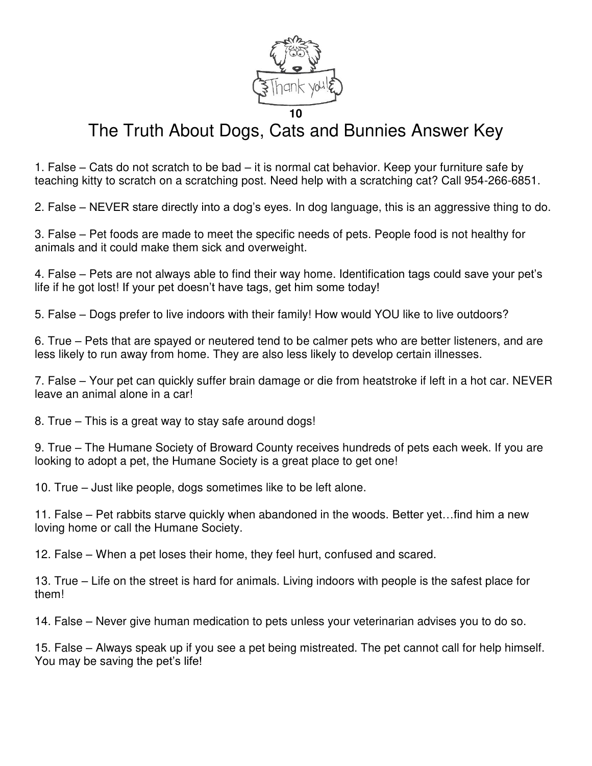# The Truth About Dogs, Cats and Bunnies Answer Key

1. False – Cats do not scratch to be bad – it is normal cat behavior. Keep your furniture safe by teaching kitty to scratch on a scratching post. Need help with a scratching cat? Call 954-266-6851.

2. False – NEVER stare directly into a dog's eyes. In dog language, this is an aggressive thing to do.

3. False – Pet foods are made to meet the specific needs of pets. People food is not healthy for animals and it could make them sick and overweight.

4. False – Pets are not always able to find their way home. Identification tags could save your pet's life if he got lost! If your pet doesn't have tags, get him some today!

5. False – Dogs prefer to live indoors with their family! How would YOU like to live outdoors?

6. True – Pets that are spayed or neutered tend to be calmer pets who are better listeners, and are less likely to run away from home. They are also less likely to develop certain illnesses.

7. False – Your pet can quickly suffer brain damage or die from heatstroke if left in a hot car. NEVER leave an animal alone in a car!

8. True – This is a great way to stay safe around dogs!

9. True – The Humane Society of Broward County receives hundreds of pets each week. If you are looking to adopt a pet, the Humane Society is a great place to get one!

10. True – Just like people, dogs sometimes like to be left alone.

11. False – Pet rabbits starve quickly when abandoned in the woods. Better yet…find him a new loving home or call the Humane Society.

12. False – When a pet loses their home, they feel hurt, confused and scared.

13. True – Life on the street is hard for animals. Living indoors with people is the safest place for them!

14. False – Never give human medication to pets unless your veterinarian advises you to do so.

15. False – Always speak up if you see a pet being mistreated. The pet cannot call for help himself. You may be saving the pet's life!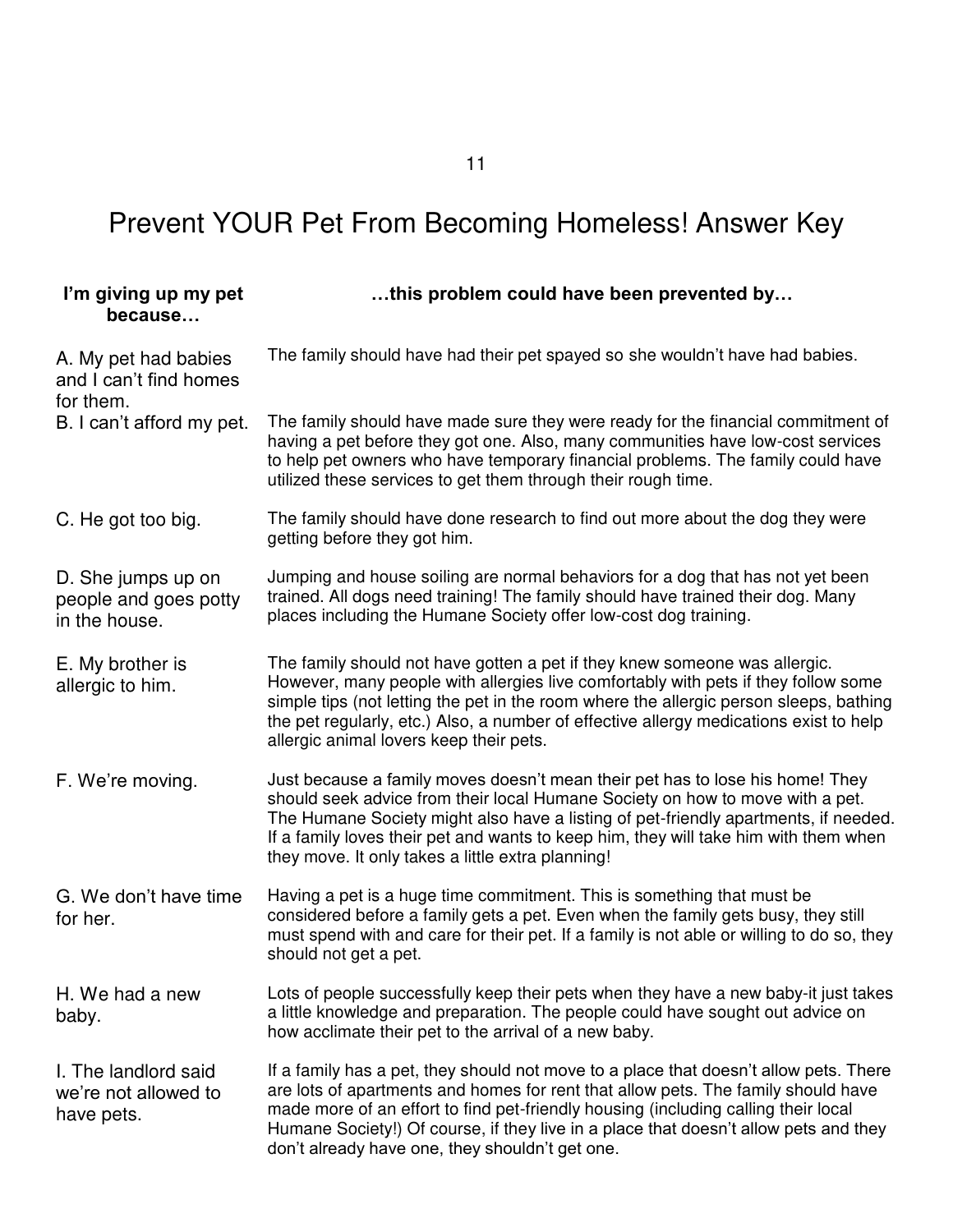# Prevent YOUR Pet From Becoming Homeless! Answer Key

| I'm giving up my pet because… | …this problem could have been prevented by… |
|---|---|
| A. My pet had babies and I can't find homes for them. | The family should have had their pet spayed so she wouldn't have had babies. |
| B. I can't afford my pet. | The family should have made sure they were ready for the financial commitment of having a pet before they got one. Also, many communities have low-cost services to help pet owners who have temporary financial problems. The family could have utilized these services to get them through their rough time. |
| C. He got too big. | The family should have done research to find out more about the dog they were getting before they got him. |
| D. She jumps up on people and goes potty in the house. | Jumping and house soiling are normal behaviors for a dog that has not yet been trained. All dogs need training! The family should have trained their dog. Many places including the Humane Society offer low-cost dog training. |
| E. My brother is allergic to him. | The family should not have gotten a pet if they knew someone was allergic. However, many people with allergies live comfortably with pets if they follow some simple tips (not letting the pet in the room where the allergic person sleeps, bathing the pet regularly, etc.) Also, a number of effective allergy medications exist to help allergic animal lovers keep their pets. |
| F. We're moving. | Just because a family moves doesn't mean their pet has to lose his home! They should seek advice from their local Humane Society on how to move with a pet. The Humane Society might also have a listing of pet-friendly apartments, if needed. If a family loves their pet and wants to keep him, they will take him with them when they move. It only takes a little extra planning! |
| G. We don't have time for her. | Having a pet is a huge time commitment. This is something that must be considered before a family gets a pet. Even when the family gets busy, they still must spend with and care for their pet. If a family is not able or willing to do so, they should not get a pet. |
| H. We had a new baby. | Lots of people successfully keep their pets when they have a new baby-it just takes a little knowledge and preparation. The people could have sought out advice on how acclimate their pet to the arrival of a new baby. |
| I. The landlord said we're not allowed to have pets. | If a family has a pet, they should not move to a place that doesn't allow pets. There are lots of apartments and homes for rent that allow pets. The family should have made more of an effort to find pet-friendly housing (including calling their local Humane Society!) Of course, if they live in a place that doesn't allow pets and they don't already have one, they shouldn't get one. |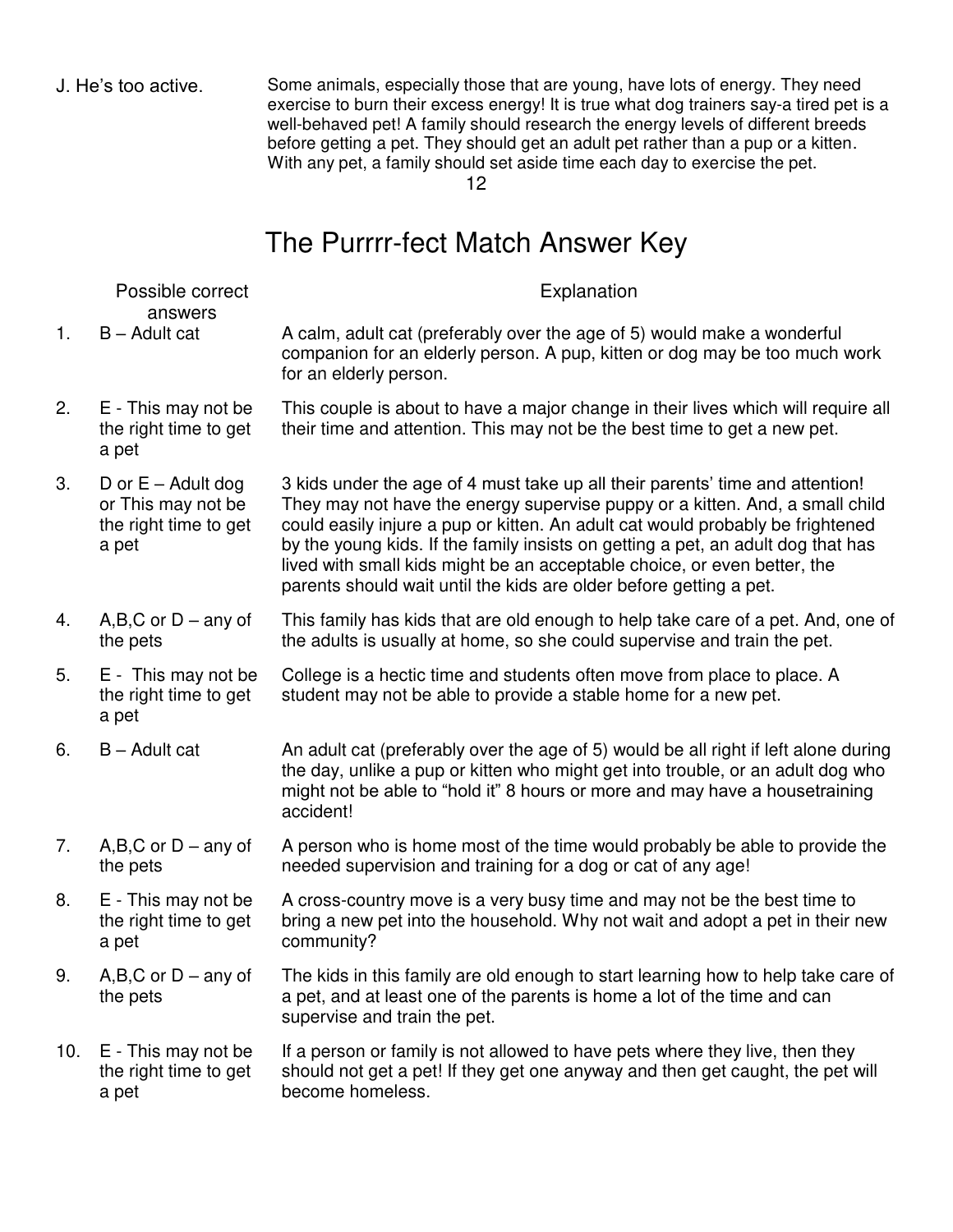| | |
|---|---|
| J. He's too active. | Some animals, especially those that are young, have lots of energy. They need exercise to burn their excess energy! It is true what dog trainers say-a tired pet is a well-behaved pet! A family should research the energy levels of different breeds before getting a pet. They should get an adult pet rather than a pup or a kitten. With any pet, a family should set aside time each day to exercise the pet. |

# The Purrrr-fect Match Answer Key

| | Possible correct answers | Explanation |
|---|---|---|
| 1. | B – Adult cat | A calm, adult cat (preferably over the age of 5) would make a wonderful companion for an elderly person. A pup, kitten or dog may be too much work for an elderly person. |
| 2. | E - This may not be the right time to get a pet | This couple is about to have a major change in their lives which will require all their time and attention. This may not be the best time to get a new pet. |
| 3. | D or E – Adult dog or This may not be the right time to get a pet | 3 kids under the age of 4 must take up all their parents' time and attention! They may not have the energy supervise puppy or a kitten. And, a small child could easily injure a pup or kitten. An adult cat would probably be frightened by the young kids. If the family insists on getting a pet, an adult dog that has lived with small kids might be an acceptable choice, or even better, the parents should wait until the kids are older before getting a pet. |
| 4. | A,B,C or D – any of the pets | This family has kids that are old enough to help take care of a pet. And, one of the adults is usually at home, so she could supervise and train the pet. |
| 5. | E - This may not be the right time to get a pet | College is a hectic time and students often move from place to place. A student may not be able to provide a stable home for a new pet. |
| 6. | B – Adult cat | An adult cat (preferably over the age of 5) would be all right if left alone during the day, unlike a pup or kitten who might get into trouble, or an adult dog who might not be able to "hold it" 8 hours or more and may have a housetraining accident! |
| 7. | A,B,C or D – any of the pets | A person who is home most of the time would probably be able to provide the needed supervision and training for a dog or cat of any age! |
| 8. | E - This may not be the right time to get a pet | A cross-country move is a very busy time and may not be the best time to bring a new pet into the household. Why not wait and adopt a pet in their new community? |
| 9. | A,B,C or D – any of the pets | The kids in this family are old enough to start learning how to help take care of a pet, and at least one of the parents is home a lot of the time and can supervise and train the pet. |
| 10. | E - This may not be the right time to get a pet | If a person or family is not allowed to have pets where they live, then they should not get a pet! If they get one anyway and then get caught, the pet will become homeless. |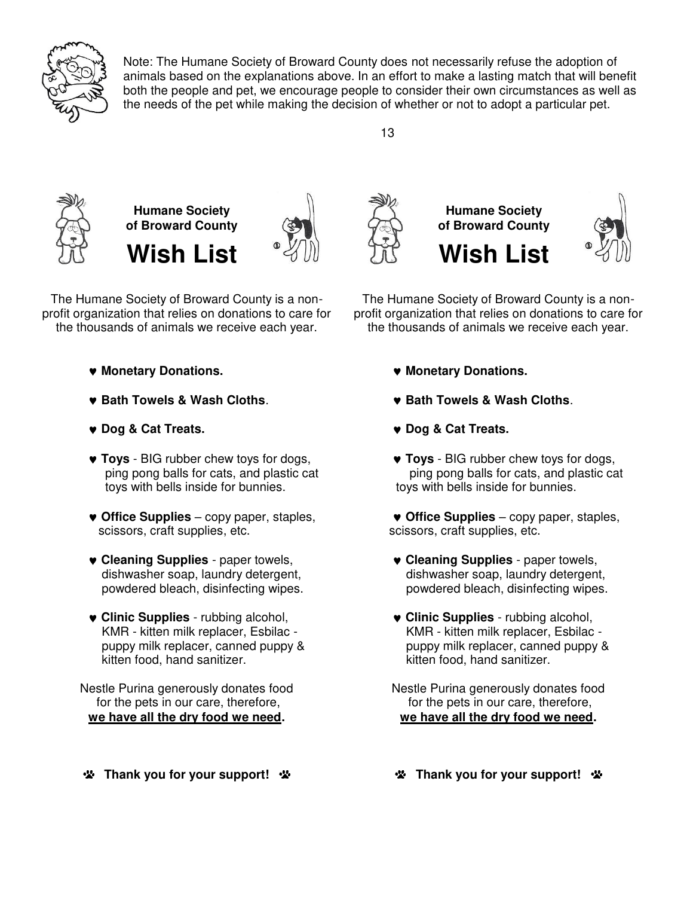Note: The Humane Society of Broward County does not necessarily refuse the adoption of animals based on the explanations above. In an effort to make a lasting match that will benefit both the people and pet, we encourage people to consider their own circumstances as well as the needs of the pet while making the decision of whether or not to adopt a particular pet.

## Humane Society of Broward County

# Wish List

The Humane Society of Broward County is a non-profit organization that relies on donations to care for the thousands of animals we receive each year.

- ♥ **Monetary Donations.**
- ♥ **Bath Towels & Wash Cloths**.
- ♥ **Dog & Cat Treats.**
- ♥ **Toys** - BIG rubber chew toys for dogs, ping pong balls for cats, and plastic cat toys with bells inside for bunnies.
- ♥ **Office Supplies** – copy paper, staples, scissors, craft supplies, etc.
- ♥ **Cleaning Supplies** - paper towels, dishwasher soap, laundry detergent, powdered bleach, disinfecting wipes.
- ♥ **Clinic Supplies** - rubbing alcohol, KMR - kitten milk replacer, Esbilac - puppy milk replacer, canned puppy & kitten food, hand sanitizer.

Nestle Purina generously donates food for the pets in our care, therefore, **we have all the dry food we need.**

**Thank you for your support!**

## Humane Society of Broward County

# Wish List

The Humane Society of Broward County is a non-profit organization that relies on donations to care for the thousands of animals we receive each year.

- ♥ **Monetary Donations.**
- ♥ **Bath Towels & Wash Cloths**.
- ♥ **Dog & Cat Treats.**
- ♥ **Toys** - BIG rubber chew toys for dogs, ping pong balls for cats, and plastic cat toys with bells inside for bunnies.
- ♥ **Office Supplies** – copy paper, staples, scissors, craft supplies, etc.
- ♥ **Cleaning Supplies** - paper towels, dishwasher soap, laundry detergent, powdered bleach, disinfecting wipes.
- ♥ **Clinic Supplies** - rubbing alcohol, KMR - kitten milk replacer, Esbilac - puppy milk replacer, canned puppy & kitten food, hand sanitizer.

Nestle Purina generously donates food for the pets in our care, therefore, **we have all the dry food we need.**

**Thank you for your support!**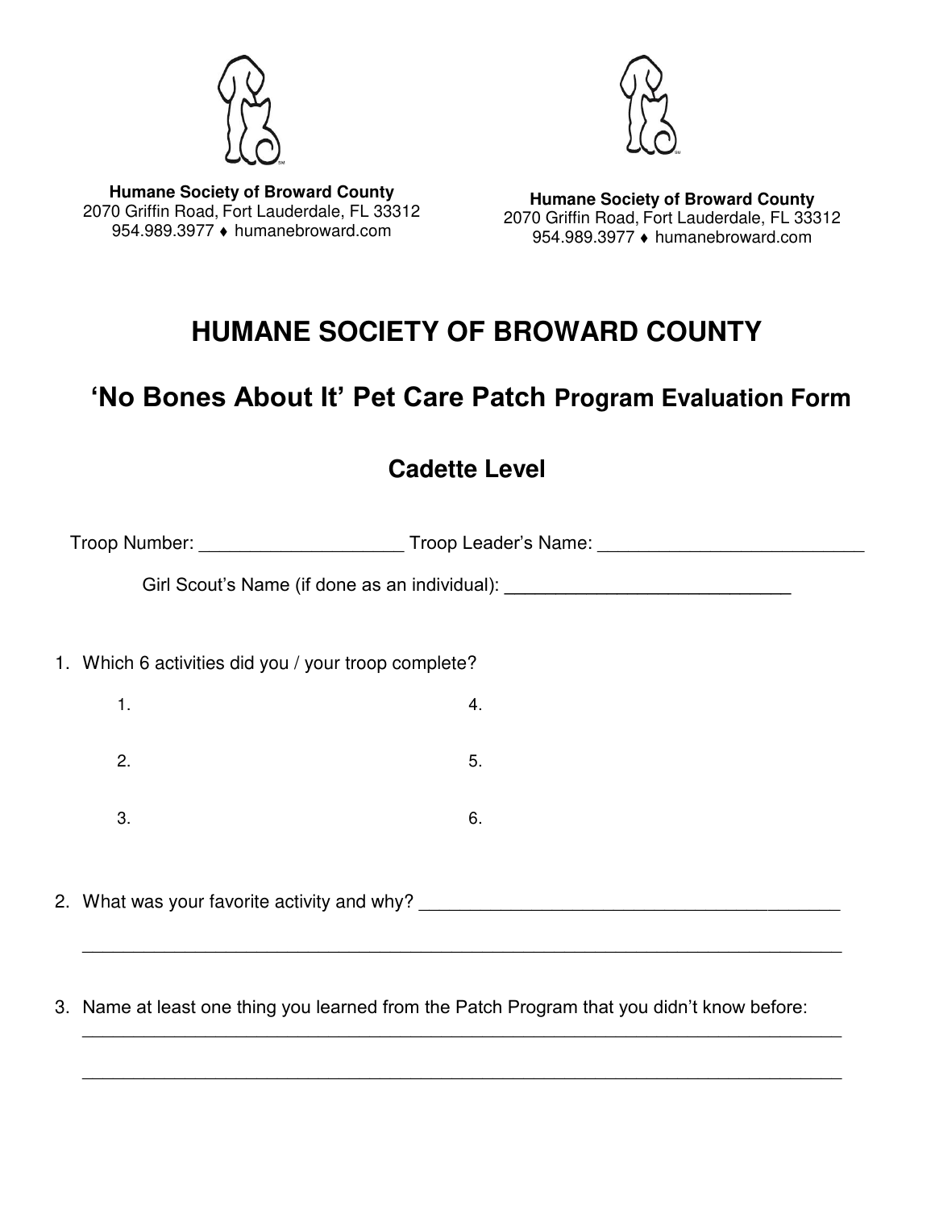**Humane Society of Broward County**
2070 Griffin Road, Fort Lauderdale, FL 33312
954.989.3977 ♦ humanebroward.com

**Humane Society of Broward County**
2070 Griffin Road, Fort Lauderdale, FL 33312
954.989.3977 ♦ humanebroward.com

# HUMANE SOCIETY OF BROWARD COUNTY

## 'No Bones About It' Pet Care Patch Program Evaluation Form

## Cadette Level

Troop Number: ____________________ Troop Leader's Name: __________________________

Girl Scout's Name (if done as an individual): ____________________________

1. Which 6 activities did you / your troop complete?

   1.
   2.
   3.
   4.
   5.
   6.

2. What was your favorite activity and why? ___________________________________________

   ___________________________________________________________________________

3. Name at least one thing you learned from the Patch Program that you didn't know before:

   ___________________________________________________________________________

   ___________________________________________________________________________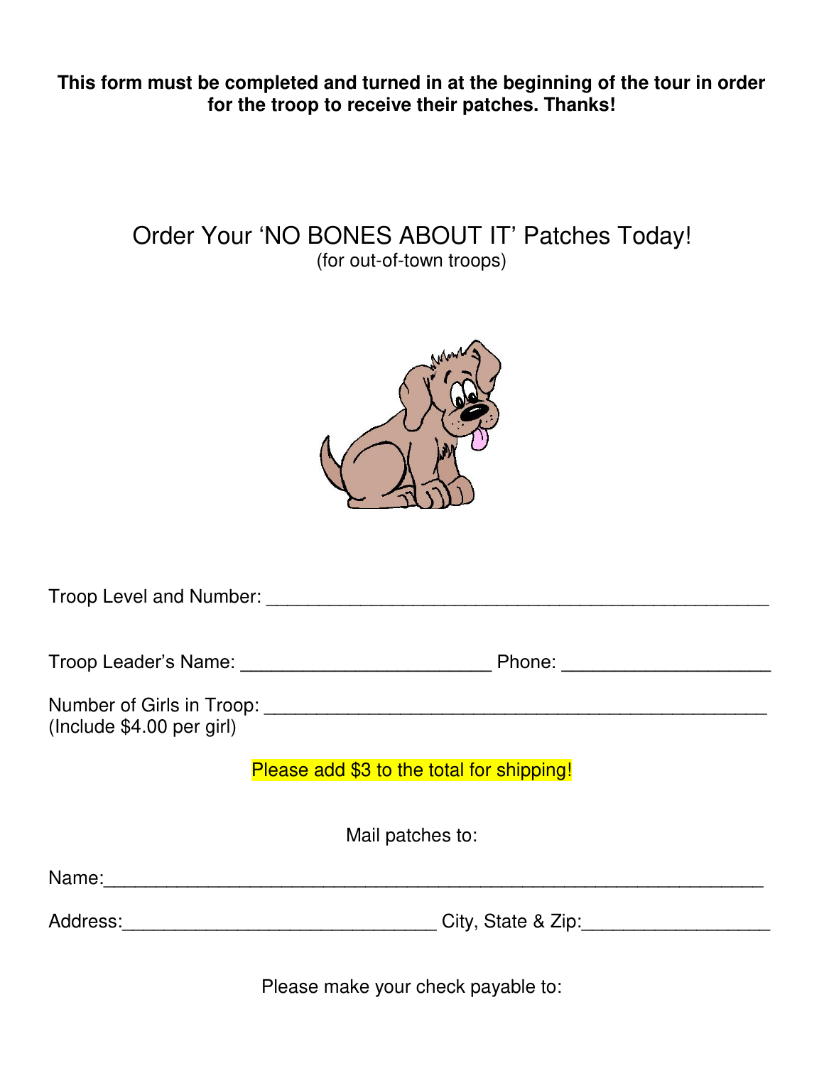**This form must be completed and turned in at the beginning of the tour in order for the troop to receive their patches. Thanks!**

# Order Your 'NO BONES ABOUT IT' Patches Today!

(for out-of-town troops)

Troop Level and Number: ___________________________________________

Troop Leader's Name: _______________________ Phone: ___________________

Number of Girls in Troop: ___________________________________________
(Include $4.00 per girl)

Please add $3 to the total for shipping!

Mail patches to:

Name:___________________________________________________________

Address:______________________________ City, State & Zip:_________________

Please make your check payable to: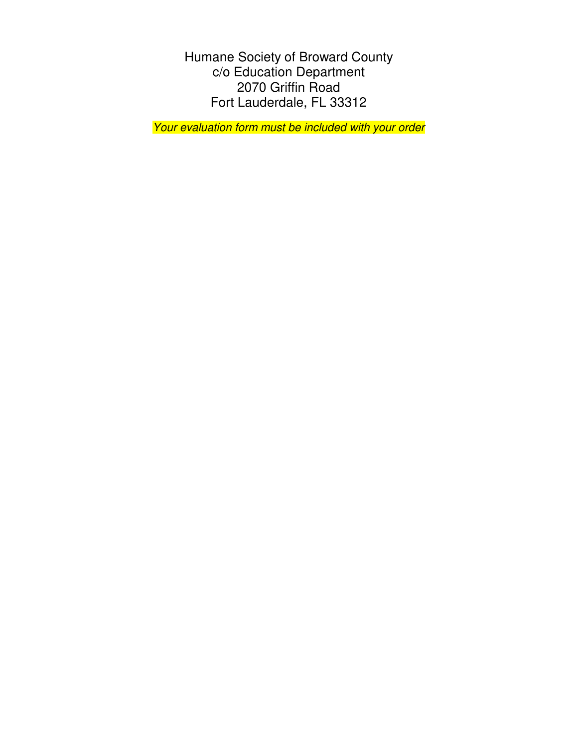Humane Society of Broward County
c/o Education Department
2070 Griffin Road
Fort Lauderdale, FL 33312

*Your evaluation form must be included with your order*